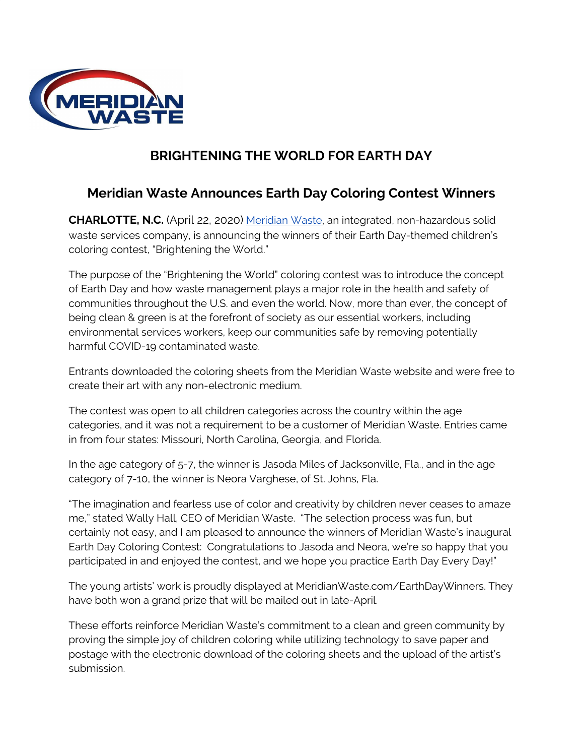# BRIGHTENING THE WORLD FOR EARTH DAY

## Meridian Waste Announces Earth Day Coloring Contest Winners

**CHARLOTTE, N.C.** (April 22, 2020) [Meridian Waste](), an integrated, non-hazardous solid waste services company, is announcing the winners of their Earth Day-themed children's coloring contest, "Brightening the World."

The purpose of the "Brightening the World" coloring contest was to introduce the concept of Earth Day and how waste management plays a major role in the health and safety of communities throughout the U.S. and even the world. Now, more than ever, the concept of being clean & green is at the forefront of society as our essential workers, including environmental services workers, keep our communities safe by removing potentially harmful COVID-19 contaminated waste.

Entrants downloaded the coloring sheets from the Meridian Waste website and were free to create their art with any non-electronic medium.

The contest was open to all children categories across the country within the age categories, and it was not a requirement to be a customer of Meridian Waste. Entries came in from four states: Missouri, North Carolina, Georgia, and Florida.

In the age category of 5-7, the winner is Jasoda Miles of Jacksonville, Fla., and in the age category of 7-10, the winner is Neora Varghese, of St. Johns, Fla.

"The imagination and fearless use of color and creativity by children never ceases to amaze me," stated Wally Hall, CEO of Meridian Waste. "The selection process was fun, but certainly not easy, and I am pleased to announce the winners of Meridian Waste's inaugural Earth Day Coloring Contest: Congratulations to Jasoda and Neora, we're so happy that you participated in and enjoyed the contest, and we hope you practice Earth Day Every Day!"

The young artists' work is proudly displayed at MeridianWaste.com/EarthDayWinners. They have both won a grand prize that will be mailed out in late-April.

These efforts reinforce Meridian Waste's commitment to a clean and green community by proving the simple joy of children coloring while utilizing technology to save paper and postage with the electronic download of the coloring sheets and the upload of the artist's submission.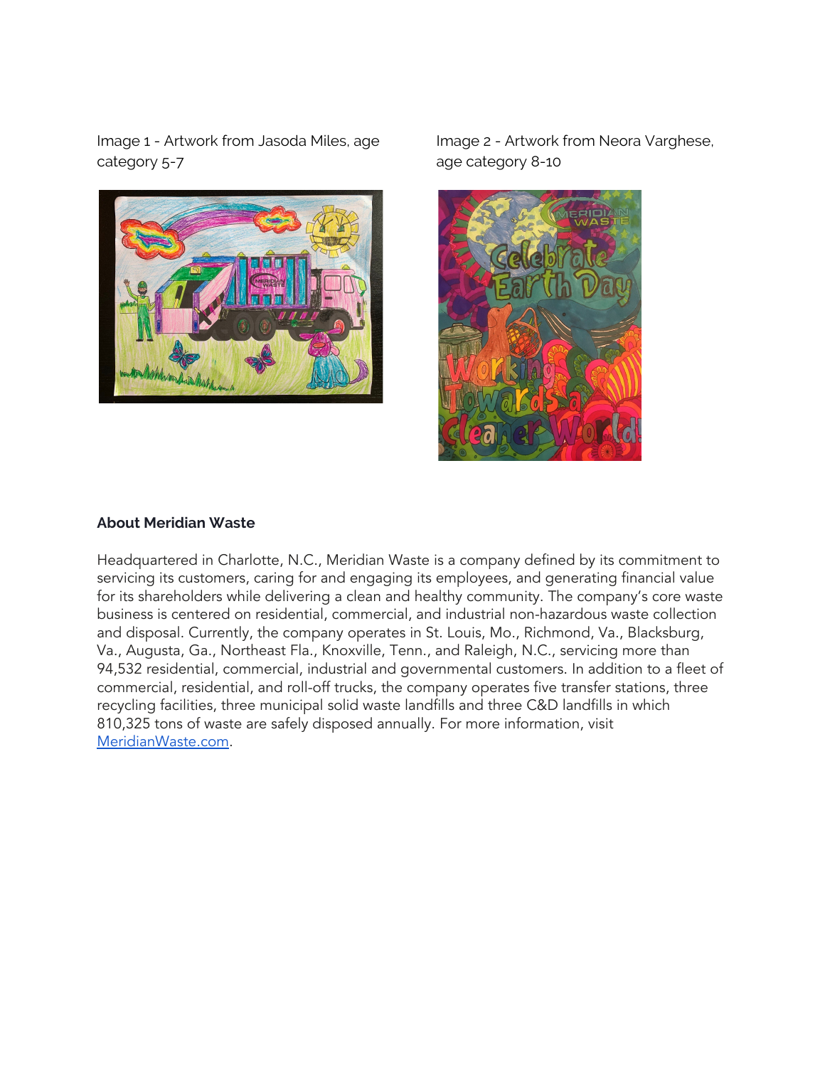Image 1 - Artwork from Jasoda Miles, age category 5-7

Image 2 - Artwork from Neora Varghese, age category 8-10

**About Meridian Waste**

Headquartered in Charlotte, N.C., Meridian Waste is a company defined by its commitment to servicing its customers, caring for and engaging its employees, and generating financial value for its shareholders while delivering a clean and healthy community. The company's core waste business is centered on residential, commercial, and industrial non-hazardous waste collection and disposal. Currently, the company operates in St. Louis, Mo., Richmond, Va., Blacksburg, Va., Augusta, Ga., Northeast Fla., Knoxville, Tenn., and Raleigh, N.C., servicing more than 94,532 residential, commercial, industrial and governmental customers. In addition to a fleet of commercial, residential, and roll-off trucks, the company operates five transfer stations, three recycling facilities, three municipal solid waste landfills and three C&D landfills in which 810,325 tons of waste are safely disposed annually. For more information, visit [MeridianWaste.com](MeridianWaste.com).